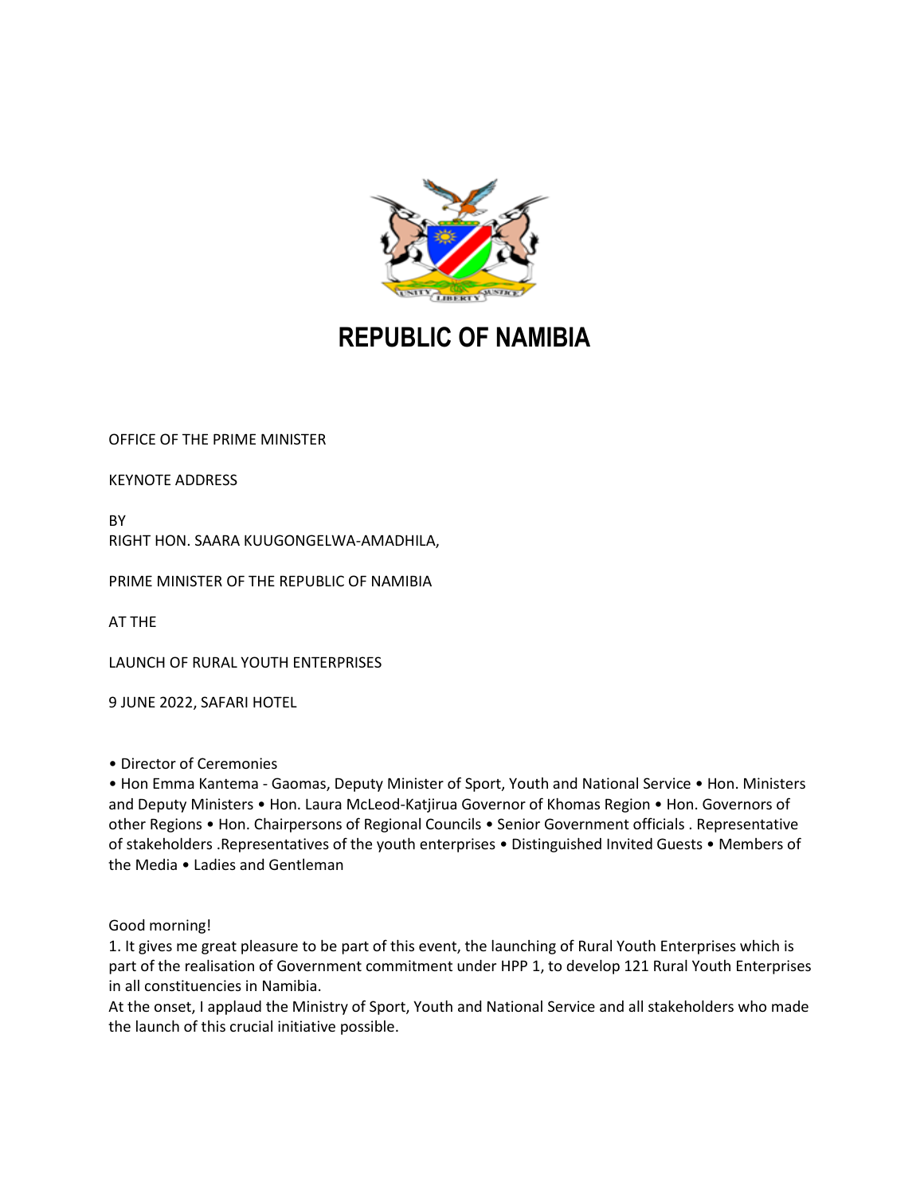# REPUBLIC OF NAMIBIA

OFFICE OF THE PRIME MINISTER

KEYNOTE ADDRESS

BY
RIGHT HON. SAARA KUUGONGELWA-AMADHILA,

PRIME MINISTER OF THE REPUBLIC OF NAMIBIA

AT THE

LAUNCH OF RURAL YOUTH ENTERPRISES

9 JUNE 2022, SAFARI HOTEL

• Director of Ceremonies
• Hon Emma Kantema - Gaomas, Deputy Minister of Sport, Youth and National Service • Hon. Ministers and Deputy Ministers • Hon. Laura McLeod-Katjirua Governor of Khomas Region • Hon. Governors of other Regions • Hon. Chairpersons of Regional Councils • Senior Government officials . Representative of stakeholders .Representatives of the youth enterprises • Distinguished Invited Guests • Members of the Media • Ladies and Gentleman

Good morning!

1. It gives me great pleasure to be part of this event, the launching of Rural Youth Enterprises which is part of the realisation of Government commitment under HPP 1, to develop 121 Rural Youth Enterprises in all constituencies in Namibia.

At the onset, I applaud the Ministry of Sport, Youth and National Service and all stakeholders who made the launch of this crucial initiative possible.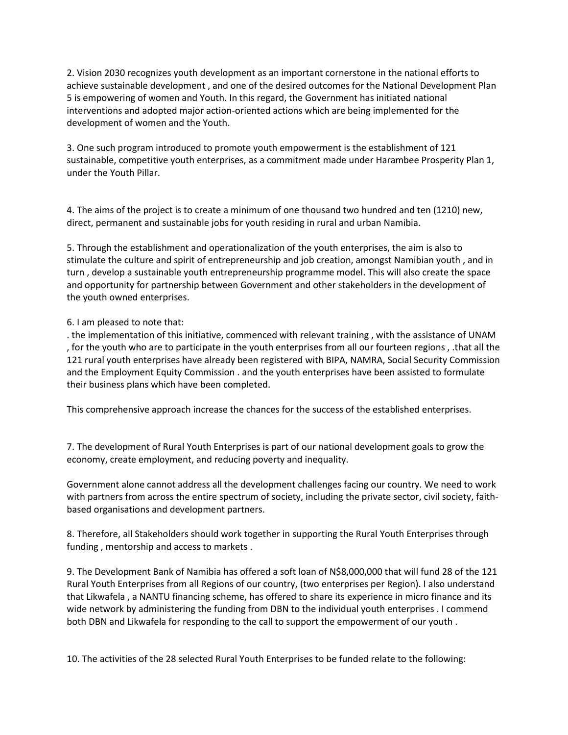2. Vision 2030 recognizes youth development as an important cornerstone in the national efforts to achieve sustainable development , and one of the desired outcomes for the National Development Plan 5 is empowering of women and Youth. In this regard, the Government has initiated national interventions and adopted major action-oriented actions which are being implemented for the development of women and the Youth.

3. One such program introduced to promote youth empowerment is the establishment of 121 sustainable, competitive youth enterprises, as a commitment made under Harambee Prosperity Plan 1, under the Youth Pillar.

4. The aims of the project is to create a minimum of one thousand two hundred and ten (1210) new, direct, permanent and sustainable jobs for youth residing in rural and urban Namibia.

5. Through the establishment and operationalization of the youth enterprises, the aim is also to stimulate the culture and spirit of entrepreneurship and job creation, amongst Namibian youth , and in turn , develop a sustainable youth entrepreneurship programme model. This will also create the space and opportunity for partnership between Government and other stakeholders in the development of the youth owned enterprises.

6. I am pleased to note that:
. the implementation of this initiative, commenced with relevant training , with the assistance of UNAM , for the youth who are to participate in the youth enterprises from all our fourteen regions , .that all the 121 rural youth enterprises have already been registered with BIPA, NAMRA, Social Security Commission and the Employment Equity Commission . and the youth enterprises have been assisted to formulate their business plans which have been completed.

This comprehensive approach increase the chances for the success of the established enterprises.

7. The development of Rural Youth Enterprises is part of our national development goals to grow the economy, create employment, and reducing poverty and inequality.

Government alone cannot address all the development challenges facing our country. We need to work with partners from across the entire spectrum of society, including the private sector, civil society, faith-based organisations and development partners.

8. Therefore, all Stakeholders should work together in supporting the Rural Youth Enterprises through funding , mentorship and access to markets .

9. The Development Bank of Namibia has offered a soft loan of N$8,000,000 that will fund 28 of the 121 Rural Youth Enterprises from all Regions of our country, (two enterprises per Region). I also understand that Likwafela , a NANTU financing scheme, has offered to share its experience in micro finance and its wide network by administering the funding from DBN to the individual youth enterprises . I commend both DBN and Likwafela for responding to the call to support the empowerment of our youth .

10. The activities of the 28 selected Rural Youth Enterprises to be funded relate to the following: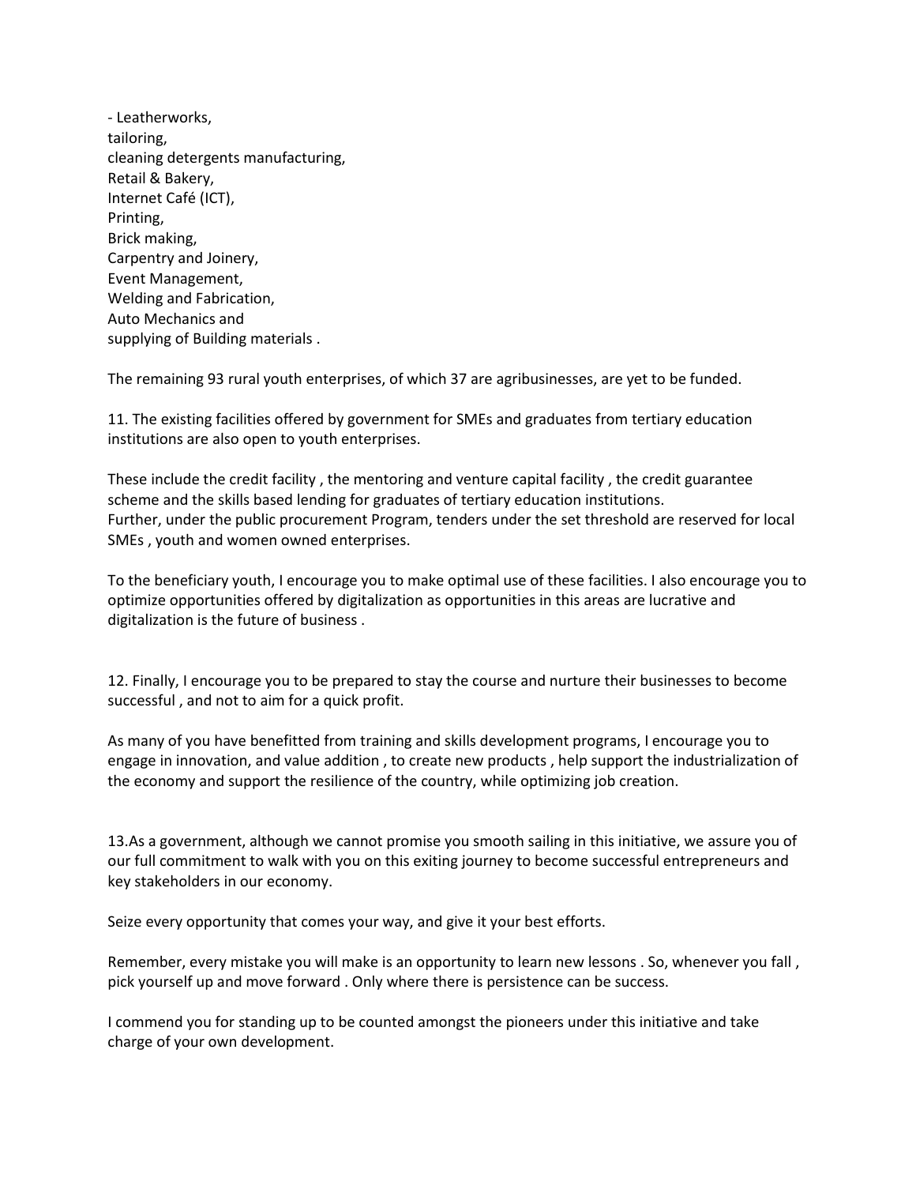- Leatherworks,
tailoring,
cleaning detergents manufacturing,
Retail & Bakery,
Internet Café (ICT),
Printing,
Brick making,
Carpentry and Joinery,
Event Management,
Welding and Fabrication,
Auto Mechanics and
supplying of Building materials .

The remaining 93 rural youth enterprises, of which 37 are agribusinesses, are yet to be funded.

11. The existing facilities offered by government for SMEs and graduates from tertiary education institutions are also open to youth enterprises.

These include the credit facility , the mentoring and venture capital facility , the credit guarantee scheme and the skills based lending for graduates of tertiary education institutions.
Further, under the public procurement Program, tenders under the set threshold are reserved for local SMEs , youth and women owned enterprises.

To the beneficiary youth, I encourage you to make optimal use of these facilities. I also encourage you to optimize opportunities offered by digitalization as opportunities in this areas are lucrative and digitalization is the future of business .

12. Finally, I encourage you to be prepared to stay the course and nurture their businesses to become successful , and not to aim for a quick profit.

As many of you have benefitted from training and skills development programs, I encourage you to engage in innovation, and value addition , to create new products , help support the industrialization of the economy and support the resilience of the country, while optimizing job creation.

13.As a government, although we cannot promise you smooth sailing in this initiative, we assure you of our full commitment to walk with you on this exiting journey to become successful entrepreneurs and key stakeholders in our economy.

Seize every opportunity that comes your way, and give it your best efforts.

Remember, every mistake you will make is an opportunity to learn new lessons . So, whenever you fall , pick yourself up and move forward . Only where there is persistence can be success.

I commend you for standing up to be counted amongst the pioneers under this initiative and take charge of your own development.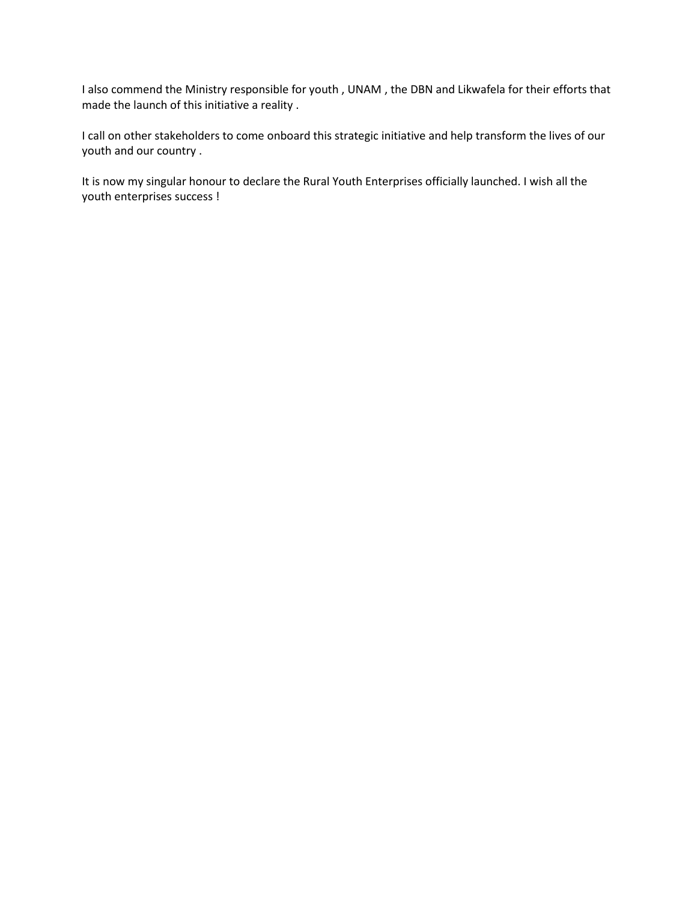I also commend the Ministry responsible for youth , UNAM , the DBN and Likwafela for their efforts that made the launch of this initiative a reality .

I call on other stakeholders to come onboard this strategic initiative and help transform the lives of our youth and our country .

It is now my singular honour to declare the Rural Youth Enterprises officially launched. I wish all the youth enterprises success !